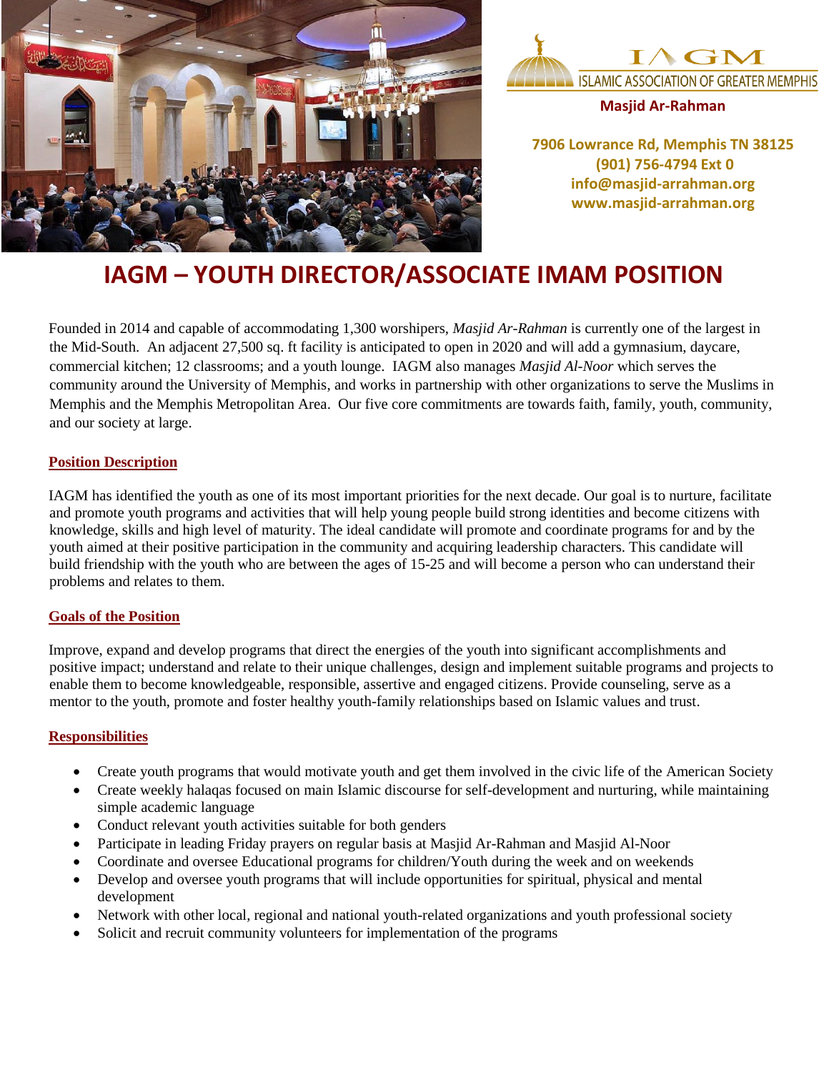IAGM
ISLAMIC ASSOCIATION OF GREATER MEMPHIS

**Masjid Ar-Rahman**

**7906 Lowrance Rd, Memphis TN 38125**
**(901) 756-4794 Ext 0**
**info@masjid-arrahman.org**
**www.masjid-arrahman.org**

# IAGM – YOUTH DIRECTOR/ASSOCIATE IMAM POSITION

Founded in 2014 and capable of accommodating 1,300 worshipers, *Masjid Ar-Rahman* is currently one of the largest in the Mid-South. An adjacent 27,500 sq. ft facility is anticipated to open in 2020 and will add a gymnasium, daycare, commercial kitchen; 12 classrooms; and a youth lounge. IAGM also manages *Masjid Al-Noor* which serves the community around the University of Memphis, and works in partnership with other organizations to serve the Muslims in Memphis and the Memphis Metropolitan Area. Our five core commitments are towards faith, family, youth, community, and our society at large.

## Position Description

IAGM has identified the youth as one of its most important priorities for the next decade. Our goal is to nurture, facilitate and promote youth programs and activities that will help young people build strong identities and become citizens with knowledge, skills and high level of maturity. The ideal candidate will promote and coordinate programs for and by the youth aimed at their positive participation in the community and acquiring leadership characters. This candidate will build friendship with the youth who are between the ages of 15-25 and will become a person who can understand their problems and relates to them.

## Goals of the Position

Improve, expand and develop programs that direct the energies of the youth into significant accomplishments and positive impact; understand and relate to their unique challenges, design and implement suitable programs and projects to enable them to become knowledgeable, responsible, assertive and engaged citizens. Provide counseling, serve as a mentor to the youth, promote and foster healthy youth-family relationships based on Islamic values and trust.

## Responsibilities

- Create youth programs that would motivate youth and get them involved in the civic life of the American Society
- Create weekly halaqas focused on main Islamic discourse for self-development and nurturing, while maintaining simple academic language
- Conduct relevant youth activities suitable for both genders
- Participate in leading Friday prayers on regular basis at Masjid Ar-Rahman and Masjid Al-Noor
- Coordinate and oversee Educational programs for children/Youth during the week and on weekends
- Develop and oversee youth programs that will include opportunities for spiritual, physical and mental development
- Network with other local, regional and national youth-related organizations and youth professional society
- Solicit and recruit community volunteers for implementation of the programs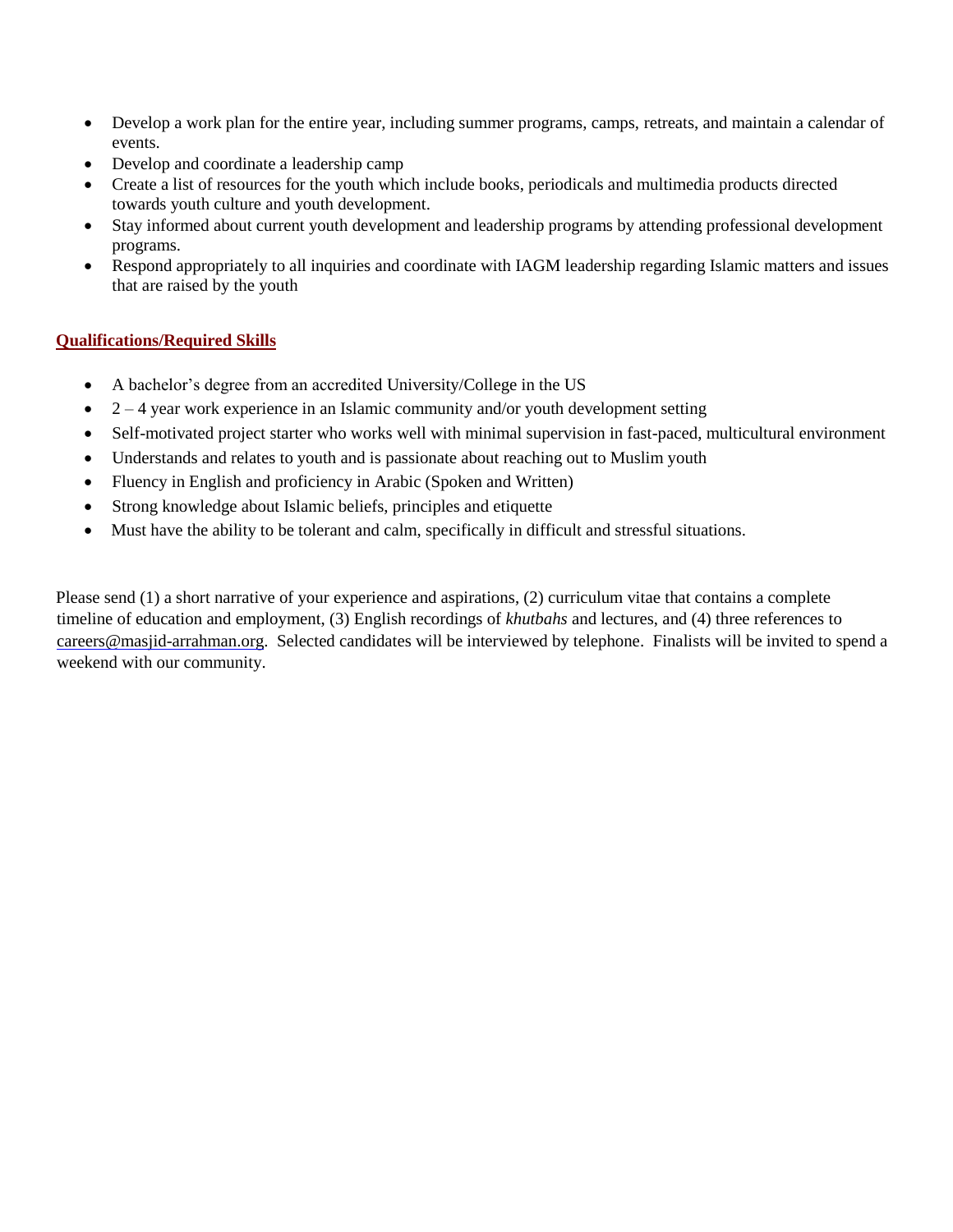- Develop a work plan for the entire year, including summer programs, camps, retreats, and maintain a calendar of events.
- Develop and coordinate a leadership camp
- Create a list of resources for the youth which include books, periodicals and multimedia products directed towards youth culture and youth development.
- Stay informed about current youth development and leadership programs by attending professional development programs.
- Respond appropriately to all inquiries and coordinate with IAGM leadership regarding Islamic matters and issues that are raised by the youth

## Qualifications/Required Skills

- A bachelor's degree from an accredited University/College in the US
- 2 – 4 year work experience in an Islamic community and/or youth development setting
- Self-motivated project starter who works well with minimal supervision in fast-paced, multicultural environment
- Understands and relates to youth and is passionate about reaching out to Muslim youth
- Fluency in English and proficiency in Arabic (Spoken and Written)
- Strong knowledge about Islamic beliefs, principles and etiquette
- Must have the ability to be tolerant and calm, specifically in difficult and stressful situations.

Please send (1) a short narrative of your experience and aspirations, (2) curriculum vitae that contains a complete timeline of education and employment, (3) English recordings of *khutbahs* and lectures, and (4) three references to careers@masjid-arrahman.org. Selected candidates will be interviewed by telephone. Finalists will be invited to spend a weekend with our community.